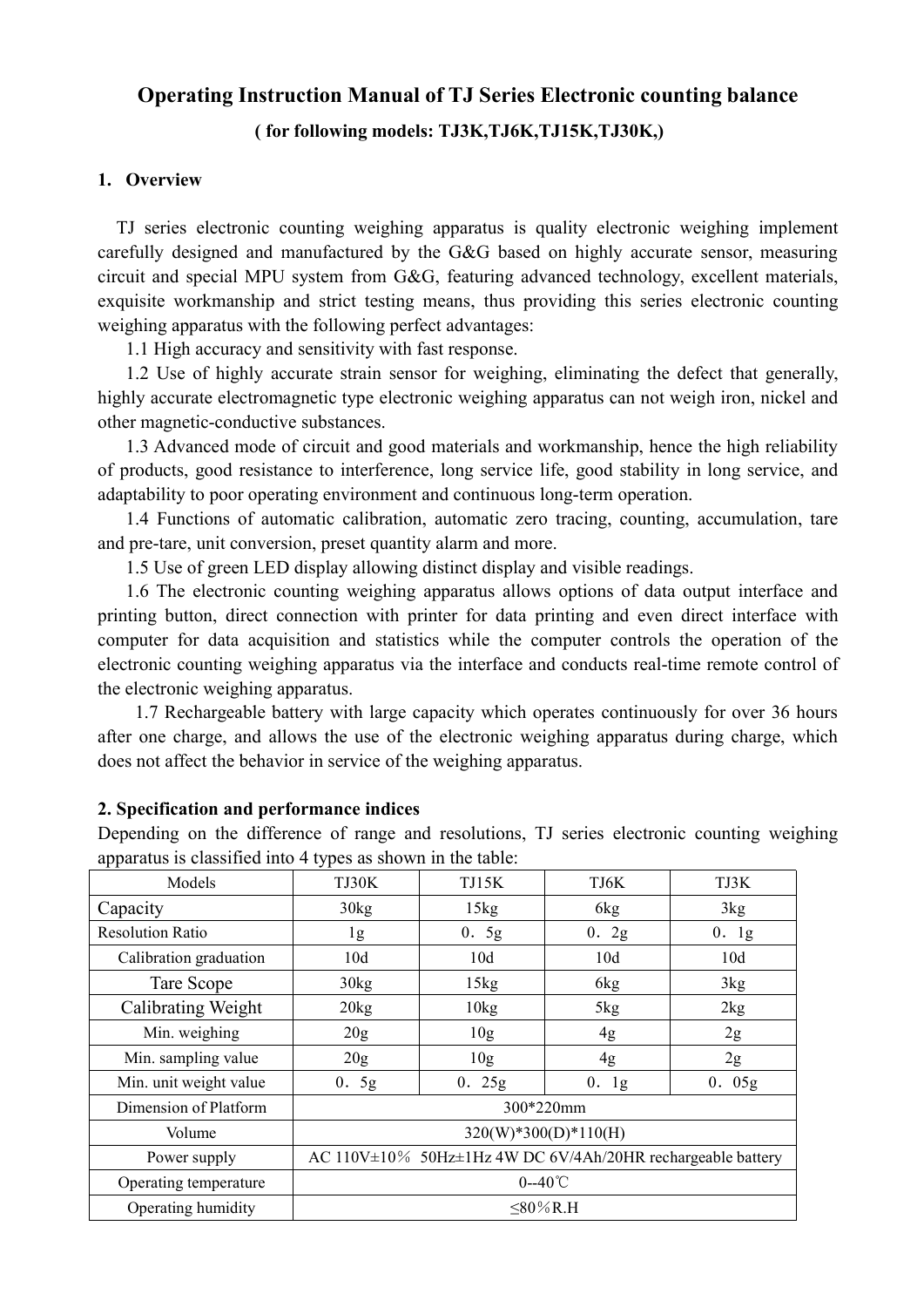# Operating Instruction Manual of TJ Series Electronic counting balance

**( for following models: TJ3K,TJ6K,TJ15K,TJ30K,)**

## 1. Overview

TJ series electronic counting weighing apparatus is quality electronic weighing implement carefully designed and manufactured by the G&G based on highly accurate sensor, measuring circuit and special MPU system from G&G, featuring advanced technology, excellent materials, exquisite workmanship and strict testing means, thus providing this series electronic counting weighing apparatus with the following perfect advantages:

1.1 High accuracy and sensitivity with fast response.

1.2 Use of highly accurate strain sensor for weighing, eliminating the defect that generally, highly accurate electromagnetic type electronic weighing apparatus can not weigh iron, nickel and other magnetic-conductive substances.

1.3 Advanced mode of circuit and good materials and workmanship, hence the high reliability of products, good resistance to interference, long service life, good stability in long service, and adaptability to poor operating environment and continuous long-term operation.

1.4 Functions of automatic calibration, automatic zero tracing, counting, accumulation, tare and pre-tare, unit conversion, preset quantity alarm and more.

1.5 Use of green LED display allowing distinct display and visible readings.

1.6 The electronic counting weighing apparatus allows options of data output interface and printing button, direct connection with printer for data printing and even direct interface with computer for data acquisition and statistics while the computer controls the operation of the electronic counting weighing apparatus via the interface and conducts real-time remote control of the electronic weighing apparatus.

1.7 Rechargeable battery with large capacity which operates continuously for over 36 hours after one charge, and allows the use of the electronic weighing apparatus during charge, which does not affect the behavior in service of the weighing apparatus.

## 2. Specification and performance indices

Depending on the difference of range and resolutions, TJ series electronic counting weighing apparatus is classified into 4 types as shown in the table:

| Models | TJ30K | TJ15K | TJ6K | TJ3K |
|---|---|---|---|---|
| Capacity | 30kg | 15kg | 6kg | 3kg |
| Resolution Ratio | 1g | 0．5g | 0．2g | 0．1g |
| Calibration graduation | 10d | 10d | 10d | 10d |
| Tare Scope | 30kg | 15kg | 6kg | 3kg |
| Calibrating Weight | 20kg | 10kg | 5kg | 2kg |
| Min. weighing | 20g | 10g | 4g | 2g |
| Min. sampling value | 20g | 10g | 4g | 2g |
| Min. unit weight value | 0．5g | 0．25g | 0．1g | 0．05g |
| Dimension of Platform | 300*220mm | | | |
| Volume | 320(W)*300(D)*110(H) | | | |
| Power supply | AC 110V±10％ 50Hz±1Hz 4W DC 6V/4Ah/20HR rechargeable battery | | | |
| Operating temperature | 0--40℃ | | | |
| Operating humidity | ≤80％R.H | | | |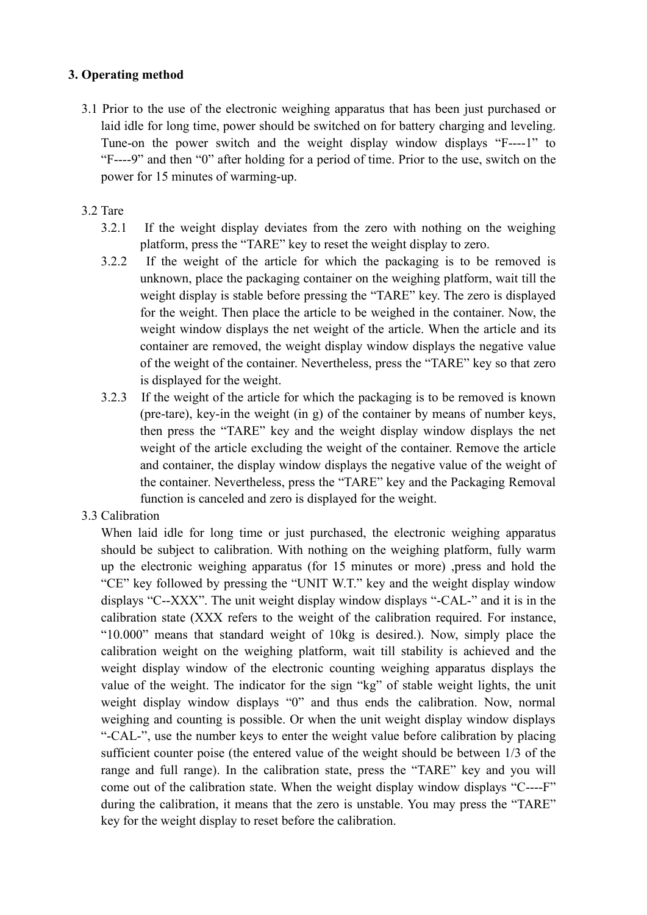### 3. Operating method

3.1 Prior to the use of the electronic weighing apparatus that has been just purchased or laid idle for long time, power should be switched on for battery charging and leveling. Tune-on the power switch and the weight display window displays "F----1" to "F----9" and then "0" after holding for a period of time. Prior to the use, switch on the power for 15 minutes of warming-up.

3.2 Tare

3.2.1 If the weight display deviates from the zero with nothing on the weighing platform, press the "TARE" key to reset the weight display to zero.

3.2.2 If the weight of the article for which the packaging is to be removed is unknown, place the packaging container on the weighing platform, wait till the weight display is stable before pressing the "TARE" key. The zero is displayed for the weight. Then place the article to be weighed in the container. Now, the weight window displays the net weight of the article. When the article and its container are removed, the weight display window displays the negative value of the weight of the container. Nevertheless, press the "TARE" key so that zero is displayed for the weight.

3.2.3 If the weight of the article for which the packaging is to be removed is known (pre-tare), key-in the weight (in g) of the container by means of number keys, then press the "TARE" key and the weight display window displays the net weight of the article excluding the weight of the container. Remove the article and container, the display window displays the negative value of the weight of the container. Nevertheless, press the "TARE" key and the Packaging Removal function is canceled and zero is displayed for the weight.

3.3 Calibration

When laid idle for long time or just purchased, the electronic weighing apparatus should be subject to calibration. With nothing on the weighing platform, fully warm up the electronic weighing apparatus (for 15 minutes or more) ,press and hold the "CE" key followed by pressing the "UNIT W.T." key and the weight display window displays "C--XXX". The unit weight display window displays "-CAL-" and it is in the calibration state (XXX refers to the weight of the calibration required. For instance, "10.000" means that standard weight of 10kg is desired.). Now, simply place the calibration weight on the weighing platform, wait till stability is achieved and the weight display window of the electronic counting weighing apparatus displays the value of the weight. The indicator for the sign "kg" of stable weight lights, the unit weight display window displays "0" and thus ends the calibration. Now, normal weighing and counting is possible. Or when the unit weight display window displays "-CAL-", use the number keys to enter the weight value before calibration by placing sufficient counter poise (the entered value of the weight should be between 1/3 of the range and full range). In the calibration state, press the "TARE" key and you will come out of the calibration state. When the weight display window displays "C----F" during the calibration, it means that the zero is unstable. You may press the "TARE" key for the weight display to reset before the calibration.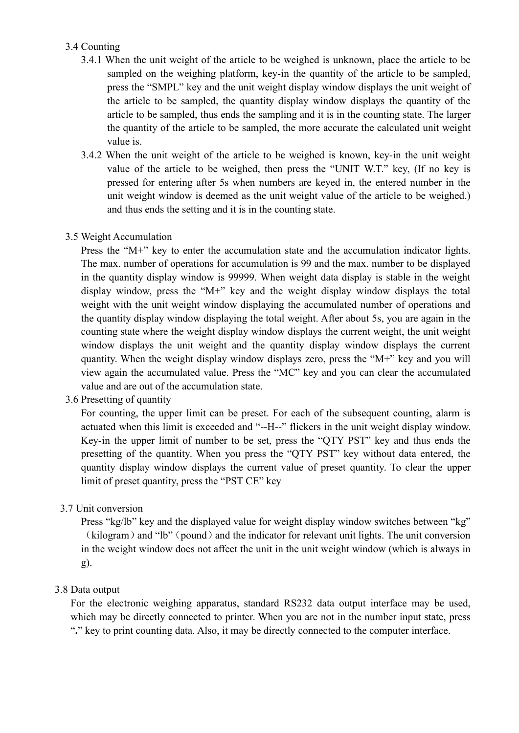### 3.4 Counting

3.4.1 When the unit weight of the article to be weighed is unknown, place the article to be sampled on the weighing platform, key-in the quantity of the article to be sampled, press the "SMPL" key and the unit weight display window displays the unit weight of the article to be sampled, the quantity display window displays the quantity of the article to be sampled, thus ends the sampling and it is in the counting state. The larger the quantity of the article to be sampled, the more accurate the calculated unit weight value is.

3.4.2 When the unit weight of the article to be weighed is known, key-in the unit weight value of the article to be weighed, then press the "UNIT W.T." key, (If no key is pressed for entering after 5s when numbers are keyed in, the entered number in the unit weight window is deemed as the unit weight value of the article to be weighed.) and thus ends the setting and it is in the counting state.

### 3.5 Weight Accumulation

Press the "M+" key to enter the accumulation state and the accumulation indicator lights. The max. number of operations for accumulation is 99 and the max. number to be displayed in the quantity display window is 99999. When weight data display is stable in the weight display window, press the "M+" key and the weight display window displays the total weight with the unit weight window displaying the accumulated number of operations and the quantity display window displaying the total weight. After about 5s, you are again in the counting state where the weight display window displays the current weight, the unit weight window displays the unit weight and the quantity display window displays the current quantity. When the weight display window displays zero, press the "M+" key and you will view again the accumulated value. Press the "MC" key and you can clear the accumulated value and are out of the accumulation state.

### 3.6 Presetting of quantity

For counting, the upper limit can be preset. For each of the subsequent counting, alarm is actuated when this limit is exceeded and "--H--" flickers in the unit weight display window. Key-in the upper limit of number to be set, press the "QTY PST" key and thus ends the presetting of the quantity. When you press the "QTY PST" key without data entered, the quantity display window displays the current value of preset quantity. To clear the upper limit of preset quantity, press the "PST CE" key

### 3.7 Unit conversion

Press "kg/lb" key and the displayed value for weight display window switches between "kg"（kilogram）and "lb"（pound）and the indicator for relevant unit lights. The unit conversion in the weight window does not affect the unit in the unit weight window (which is always in g).

### 3.8 Data output

For the electronic weighing apparatus, standard RS232 data output interface may be used, which may be directly connected to printer. When you are not in the number input state, press "**.**" key to print counting data. Also, it may be directly connected to the computer interface.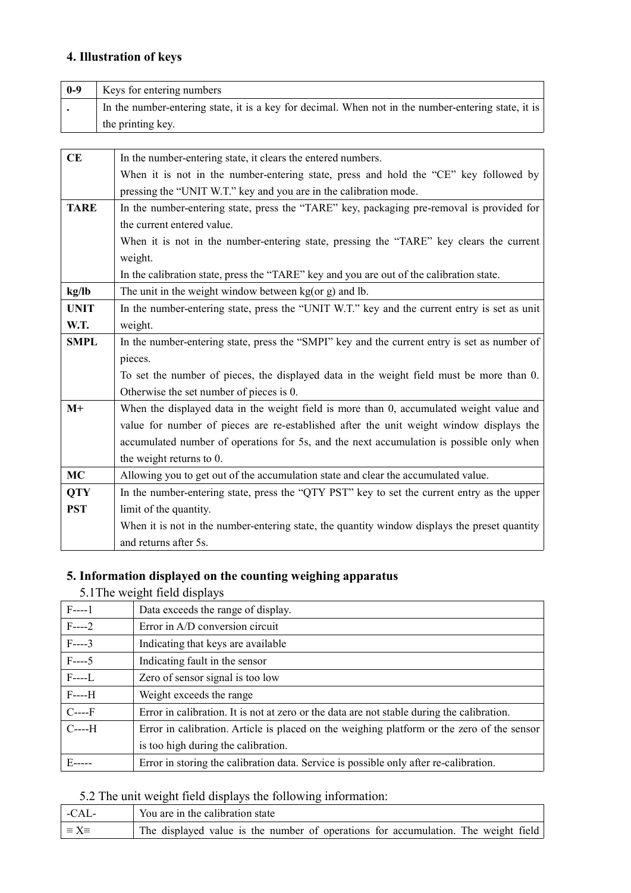## 4. Illustration of keys

| 0-9 | Keys for entering numbers |
|---|---|
| . | In the number-entering state, it is a key for decimal. When not in the number-entering state, it is the printing key. |

| CE | In the number-entering state, it clears the entered numbers.<br>When it is not in the number-entering state, press and hold the "CE" key followed by pressing the "UNIT W.T." key and you are in the calibration mode. |
|---|---|
| TARE | In the number-entering state, press the "TARE" key, packaging pre-removal is provided for the current entered value.<br>When it is not in the number-entering state, pressing the "TARE" key clears the current weight.<br>In the calibration state, press the "TARE" key and you are out of the calibration state. |
| kg/lb | The unit in the weight window between kg(or g) and lb. |
| UNIT W.T. | In the number-entering state, press the "UNIT W.T." key and the current entry is set as unit weight. |
| SMPL | In the number-entering state, press the "SMPI" key and the current entry is set as number of pieces.<br>To set the number of pieces, the displayed data in the weight field must be more than 0. Otherwise the set number of pieces is 0. |
| M+ | When the displayed data in the weight field is more than 0, accumulated weight value and value for number of pieces are re-established after the unit weight window displays the accumulated number of operations for 5s, and the next accumulation is possible only when the weight returns to 0. |
| MC | Allowing you to get out of the accumulation state and clear the accumulated value. |
| QTY PST | In the number-entering state, press the "QTY PST" key to set the current entry as the upper limit of the quantity.<br>When it is not in the number-entering state, the quantity window displays the preset quantity and returns after 5s. |

## 5. Information displayed on the counting weighing apparatus

5.1The weight field displays

| F----1 | Data exceeds the range of display. |
|---|---|
| F----2 | Error in A/D conversion circuit |
| F----3 | Indicating that keys are available |
| F----5 | Indicating fault in the sensor |
| F----L | Zero of sensor signal is too low |
| F----H | Weight exceeds the range |
| C----F | Error in calibration. It is not at zero or the data are not stable during the calibration. |
| C----H | Error in calibration. Article is placed on the weighing platform or the zero of the sensor is too high during the calibration. |
| E----- | Error in storing the calibration data. Service is possible only after re-calibration. |

5.2 The unit weight field displays the following information:

| -CAL- | You are in the calibration state |
|---|---|
| ≡ X≡ | The displayed value is the number of operations for accumulation. The weight field |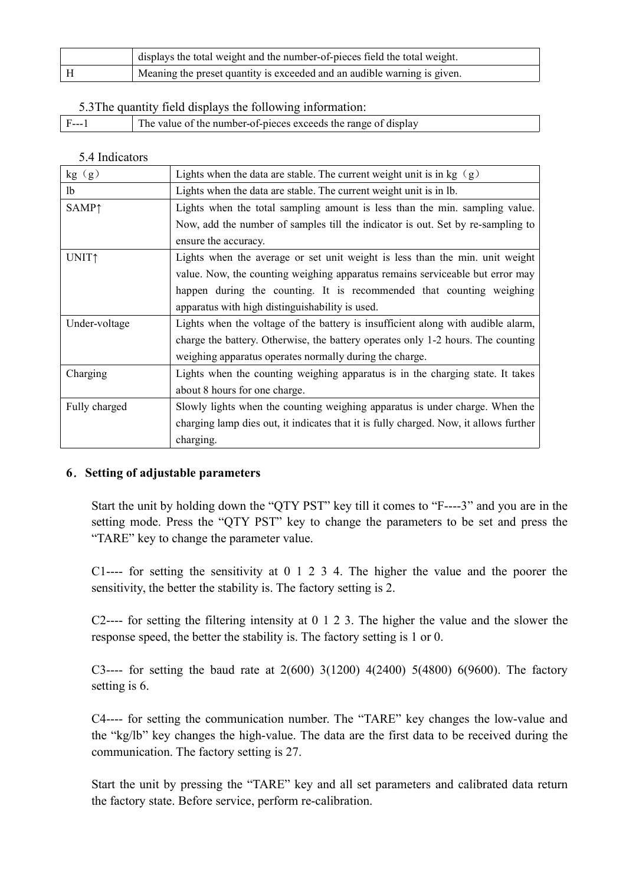|  | displays the total weight and the number-of-pieces field the total weight. |
| --- | --- |
| H | Meaning the preset quantity is exceeded and an audible warning is given. |

5.3The quantity field displays the following information:

| F---1 | The value of the number-of-pieces exceeds the range of display |
| --- | --- |

5.4 Indicators

| kg（g） | Lights when the data are stable. The current weight unit is in kg（g） |
| --- | --- |
| lb | Lights when the data are stable. The current weight unit is in lb. |
| SAMP↑ | Lights when the total sampling amount is less than the min. sampling value. Now, add the number of samples till the indicator is out. Set by re-sampling to ensure the accuracy. |
| UNIT↑ | Lights when the average or set unit weight is less than the min. unit weight value. Now, the counting weighing apparatus remains serviceable but error may happen during the counting. It is recommended that counting weighing apparatus with high distinguishability is used. |
| Under-voltage | Lights when the voltage of the battery is insufficient along with audible alarm, charge the battery. Otherwise, the battery operates only 1-2 hours. The counting weighing apparatus operates normally during the charge. |
| Charging | Lights when the counting weighing apparatus is in the charging state. It takes about 8 hours for one charge. |
| Fully charged | Slowly lights when the counting weighing apparatus is under charge. When the charging lamp dies out, it indicates that it is fully charged. Now, it allows further charging. |

## 6．Setting of adjustable parameters

Start the unit by holding down the “QTY PST” key till it comes to “F----3” and you are in the setting mode. Press the “QTY PST” key to change the parameters to be set and press the “TARE” key to change the parameter value.

C1---- for setting the sensitivity at 0 1 2 3 4. The higher the value and the poorer the sensitivity, the better the stability is. The factory setting is 2.

C2---- for setting the filtering intensity at 0 1 2 3. The higher the value and the slower the response speed, the better the stability is. The factory setting is 1 or 0.

C3---- for setting the baud rate at 2(600) 3(1200) 4(2400) 5(4800) 6(9600). The factory setting is 6.

C4---- for setting the communication number. The “TARE” key changes the low-value and the “kg/lb” key changes the high-value. The data are the first data to be received during the communication. The factory setting is 27.

Start the unit by pressing the “TARE” key and all set parameters and calibrated data return the factory state. Before service, perform re-calibration.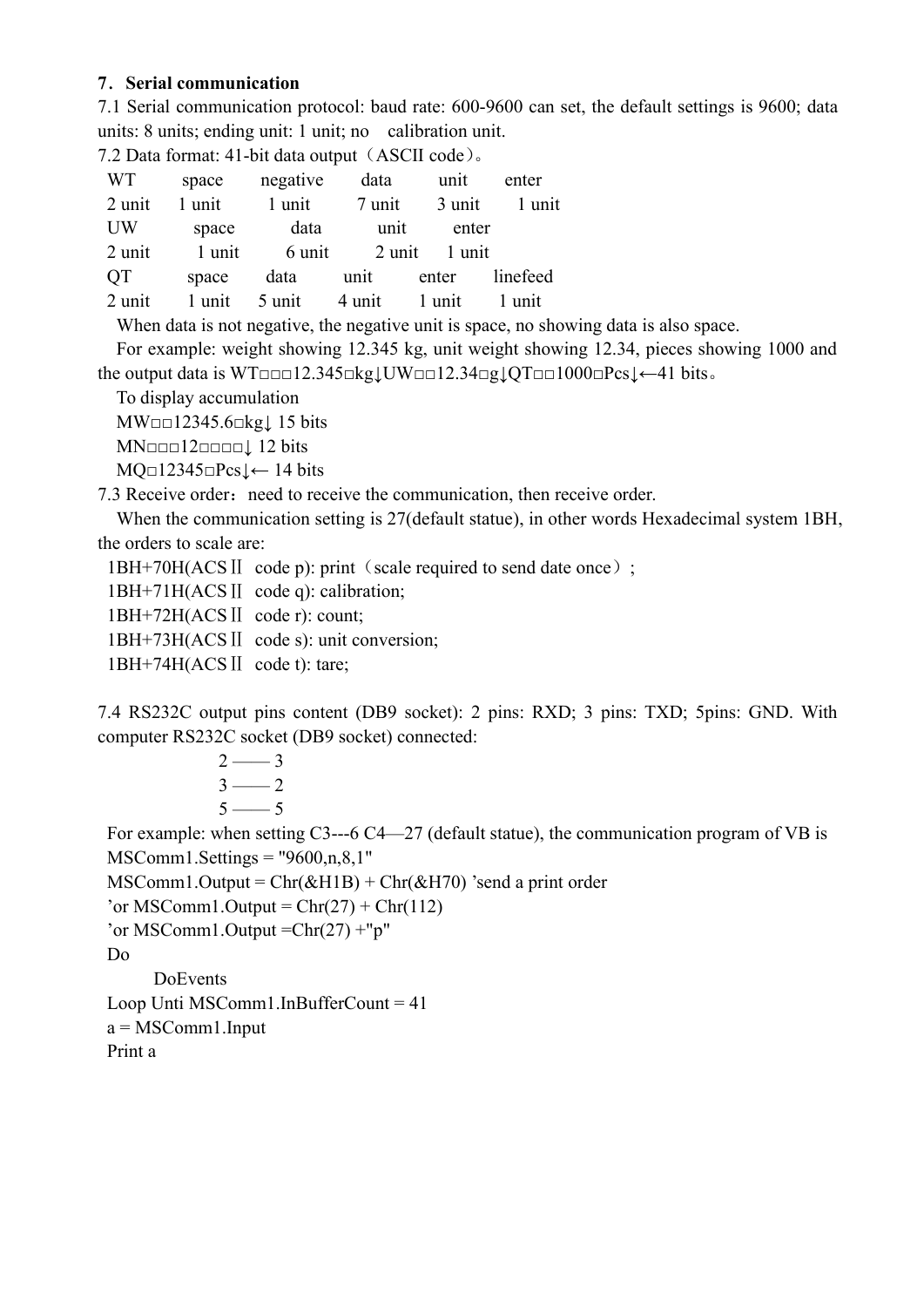**7．Serial communication**

7.1 Serial communication protocol: baud rate: 600-9600 can set, the default settings is 9600; data units: 8 units; ending unit: 1 unit; no calibration unit.

7.2 Data format: 41-bit data output（ASCII code）。

| WT | space | negative | data | unit | enter |
|---|---|---|---|---|---|
| 2 unit | 1 unit | 1 unit | 7 unit | 3 unit | 1 unit |

| UW | space | data | unit | enter |
|---|---|---|---|---|
| 2 unit | 1 unit | 6 unit | 2 unit | 1 unit |

| QT | space | data | unit | enter | linefeed |
|---|---|---|---|---|---|
| 2 unit | 1 unit | 5 unit | 4 unit | 1 unit | 1 unit |

When data is not negative, the negative unit is space, no showing data is also space.

For example: weight showing 12.345 kg, unit weight showing 12.34, pieces showing 1000 and the output data is WT□□□12.345□kg↓UW□□12.34□g↓QT□□1000□Pcs↓←41 bits。

To display accumulation

MW□□12345.6□kg↓ 15 bits

MN□□□12□□□□↓ 12 bits

MQ□12345□Pcs↓← 14 bits

7.3 Receive order：need to receive the communication, then receive order.

When the communication setting is 27(default statue), in other words Hexadecimal system 1BH, the orders to scale are:

1BH+70H(ACSⅡ code p): print（scale required to send date once）;

1BH+71H(ACSⅡ code q): calibration;

1BH+72H(ACSⅡ code r): count;

1BH+73H(ACSⅡ code s): unit conversion;

1BH+74H(ACSⅡ code t): tare;

7.4 RS232C output pins content (DB9 socket): 2 pins: RXD; 3 pins: TXD; 5pins: GND. With computer RS232C socket (DB9 socket) connected:

2 —— 3

3 —— 2

5 —— 5

For example: when setting C3---6 C4—27 (default statue), the communication program of VB is

```
MSComm1.Settings = "9600,n,8,1"
MSComm1.Output = Chr(&H1B) + Chr(&H70) 'send a print order
'or MSComm1.Output = Chr(27) + Chr(112)
'or MSComm1.Output =Chr(27) +"p"
Do
    DoEvents
Loop Unti MSComm1.InBufferCount = 41
a = MSComm1.Input
Print a
```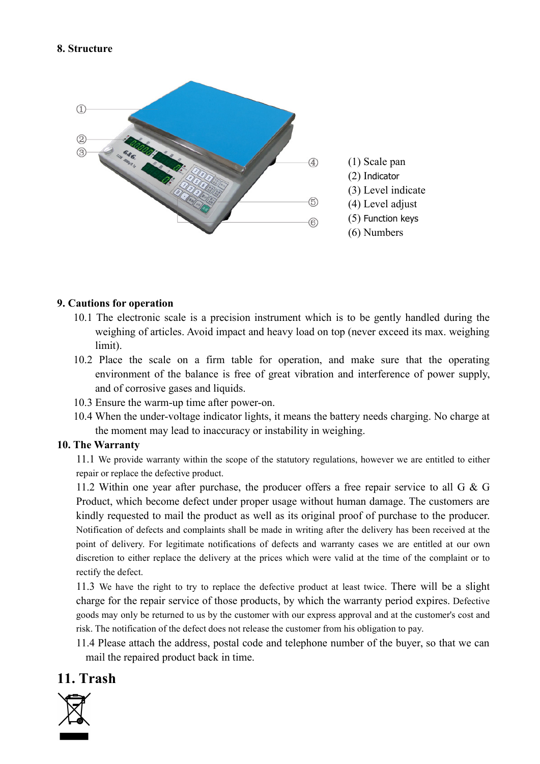## 8. Structure

(1) Scale pan
(2) Indicator
(3) Level indicate
(4) Level adjust
(5) Function keys
(6) Numbers

## 9. Cautions for operation

10.1 The electronic scale is a precision instrument which is to be gently handled during the weighing of articles. Avoid impact and heavy load on top (never exceed its max. weighing limit).

10.2 Place the scale on a firm table for operation, and make sure that the operating environment of the balance is free of great vibration and interference of power supply, and of corrosive gases and liquids.

10.3 Ensure the warm-up time after power-on.

10.4 When the under-voltage indicator lights, it means the battery needs charging. No charge at the moment may lead to inaccuracy or instability in weighing.

## 10. The Warranty

11.1 We provide warranty within the scope of the statutory regulations, however we are entitled to either repair or replace the defective product.

11.2 Within one year after purchase, the producer offers a free repair service to all G & G Product, which become defect under proper usage without human damage. The customers are kindly requested to mail the product as well as its original proof of purchase to the producer. Notification of defects and complaints shall be made in writing after the delivery has been received at the point of delivery. For legitimate notifications of defects and warranty cases we are entitled at our own discretion to either replace the delivery at the prices which were valid at the time of the complaint or to rectify the defect.

11.3 We have the right to try to replace the defective product at least twice. There will be a slight charge for the repair service of those products, by which the warranty period expires. Defective goods may only be returned to us by the customer with our express approval and at the customer's cost and risk. The notification of the defect does not release the customer from his obligation to pay.

11.4 Please attach the address, postal code and telephone number of the buyer, so that we can mail the repaired product back in time.

# 11. Trash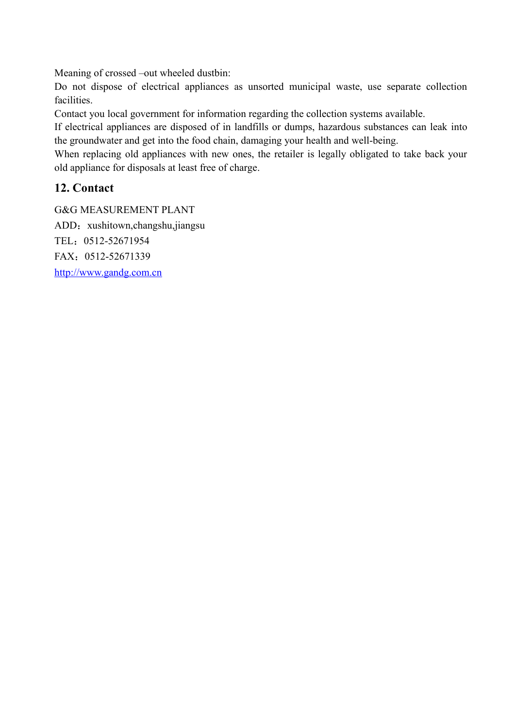Meaning of crossed –out wheeled dustbin:

Do not dispose of electrical appliances as unsorted municipal waste, use separate collection facilities.

Contact you local government for information regarding the collection systems available.

If electrical appliances are disposed of in landfills or dumps, hazardous substances can leak into the groundwater and get into the food chain, damaging your health and well-being.

When replacing old appliances with new ones, the retailer is legally obligated to take back your old appliance for disposals at least free of charge.

## 12. Contact

G&G MEASUREMENT PLANT

ADD：xushitown,changshu,jiangsu

TEL：0512-52671954

FAX：0512-52671339

http://www.gandg.com.cn